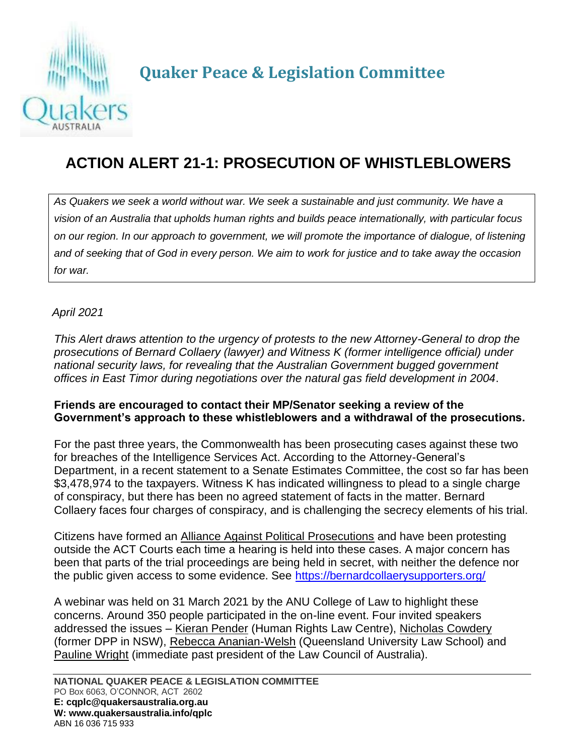# Quaker Peace & Legislation Committee

## ACTION ALERT 21-1: PROSECUTION OF WHISTLEBLOWERS

*As Quakers we seek a world without war. We seek a sustainable and just community. We have a vision of an Australia that upholds human rights and builds peace internationally, with particular focus on our region. In our approach to government, we will promote the importance of dialogue, of listening and of seeking that of God in every person. We aim to work for justice and to take away the occasion for war.*

*April 2021*

*This Alert draws attention to the urgency of protests to the new Attorney-General to drop the prosecutions of Bernard Collaery (lawyer) and Witness K (former intelligence official) under national security laws, for revealing that the Australian Government bugged government offices in East Timor during negotiations over the natural gas field development in 2004*.

**Friends are encouraged to contact their MP/Senator seeking a review of the Government's approach to these whistleblowers and a withdrawal of the prosecutions.**

For the past three years, the Commonwealth has been prosecuting cases against these two for breaches of the Intelligence Services Act. According to the Attorney-General's Department, in a recent statement to a Senate Estimates Committee, the cost so far has been $3,478,974 to the taxpayers. Witness K has indicated willingness to plead to a single charge of conspiracy, but there has been no agreed statement of facts in the matter. Bernard Collaery faces four charges of conspiracy, and is challenging the secrecy elements of his trial.

Citizens have formed an Alliance Against Political Prosecutions and have been protesting outside the ACT Courts each time a hearing is held into these cases. A major concern has been that parts of the trial proceedings are being held in secret, with neither the defence nor the public given access to some evidence. See https://bernardcollaerysupporters.org/

A webinar was held on 31 March 2021 by the ANU College of Law to highlight these concerns. Around 350 people participated in the on-line event. Four invited speakers addressed the issues – Kieran Pender (Human Rights Law Centre), Nicholas Cowdery (former DPP in NSW), Rebecca Ananian-Welsh (Queensland University Law School) and Pauline Wright (immediate past president of the Law Council of Australia).

**NATIONAL QUAKER PEACE & LEGISLATION COMMITTEE**
PO Box 6063, O'CONNOR, ACT 2602
**E: cqplc@quakersaustralia.org.au**
**W: www.quakersaustralia.info/qplc**
ABN 16 036 715 933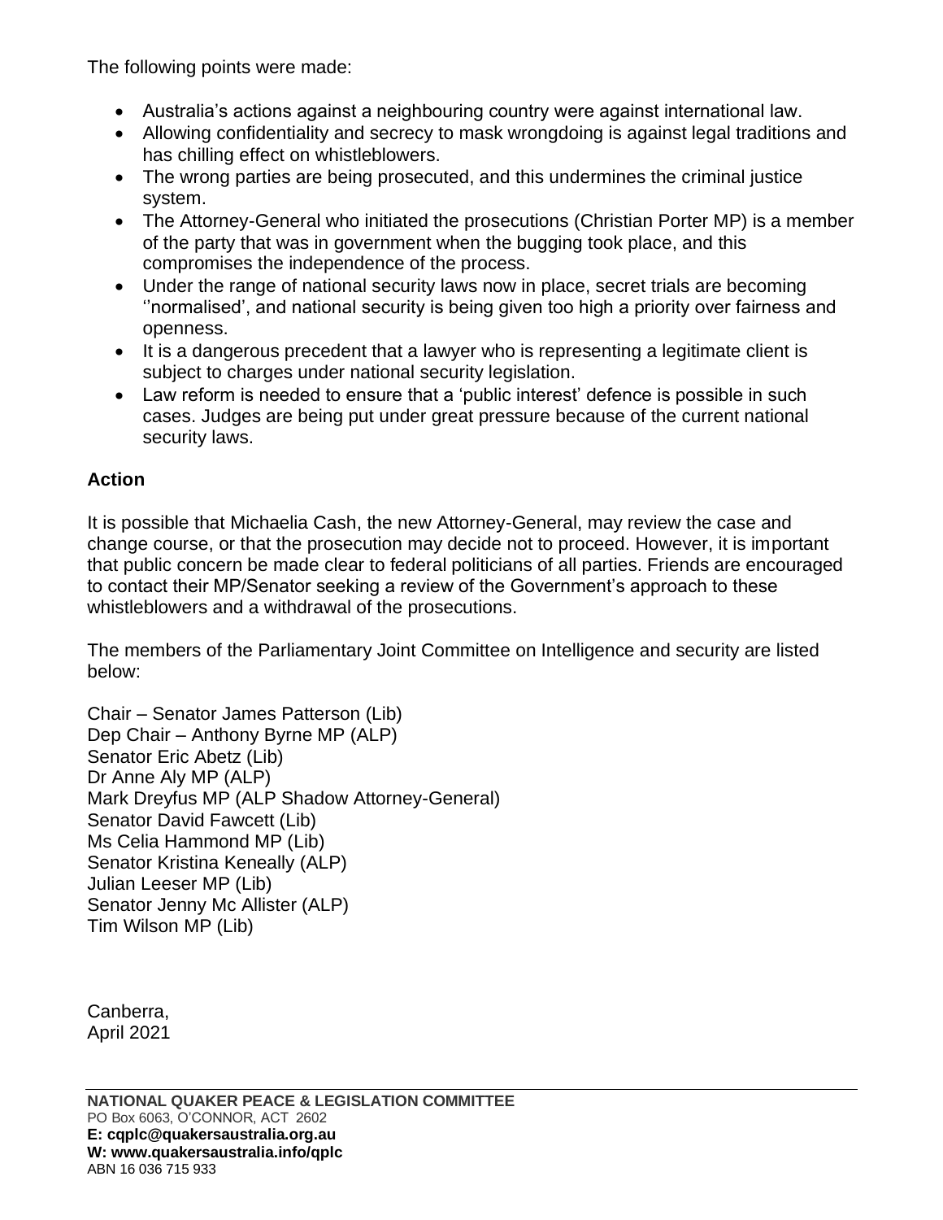The following points were made:

- Australia's actions against a neighbouring country were against international law.
- Allowing confidentiality and secrecy to mask wrongdoing is against legal traditions and has chilling effect on whistleblowers.
- The wrong parties are being prosecuted, and this undermines the criminal justice system.
- The Attorney-General who initiated the prosecutions (Christian Porter MP) is a member of the party that was in government when the bugging took place, and this compromises the independence of the process.
- Under the range of national security laws now in place, secret trials are becoming ''normalised', and national security is being given too high a priority over fairness and openness.
- It is a dangerous precedent that a lawyer who is representing a legitimate client is subject to charges under national security legislation.
- Law reform is needed to ensure that a 'public interest' defence is possible in such cases. Judges are being put under great pressure because of the current national security laws.

### Action

It is possible that Michaelia Cash, the new Attorney-General, may review the case and change course, or that the prosecution may decide not to proceed. However, it is important that public concern be made clear to federal politicians of all parties. Friends are encouraged to contact their MP/Senator seeking a review of the Government's approach to these whistleblowers and a withdrawal of the prosecutions.

The members of the Parliamentary Joint Committee on Intelligence and security are listed below:

Chair – Senator James Patterson (Lib)
Dep Chair – Anthony Byrne MP (ALP)
Senator Eric Abetz (Lib)
Dr Anne Aly MP (ALP)
Mark Dreyfus MP (ALP Shadow Attorney-General)
Senator David Fawcett (Lib)
Ms Celia Hammond MP (Lib)
Senator Kristina Keneally (ALP)
Julian Leeser MP (Lib)
Senator Jenny Mc Allister (ALP)
Tim Wilson MP (Lib)

Canberra,
April 2021

**NATIONAL QUAKER PEACE & LEGISLATION COMMITTEE**
PO Box 6063, O'CONNOR, ACT 2602
**E: cqplc@quakersaustralia.org.au**
**W: www.quakersaustralia.info/qplc**
ABN 16 036 715 933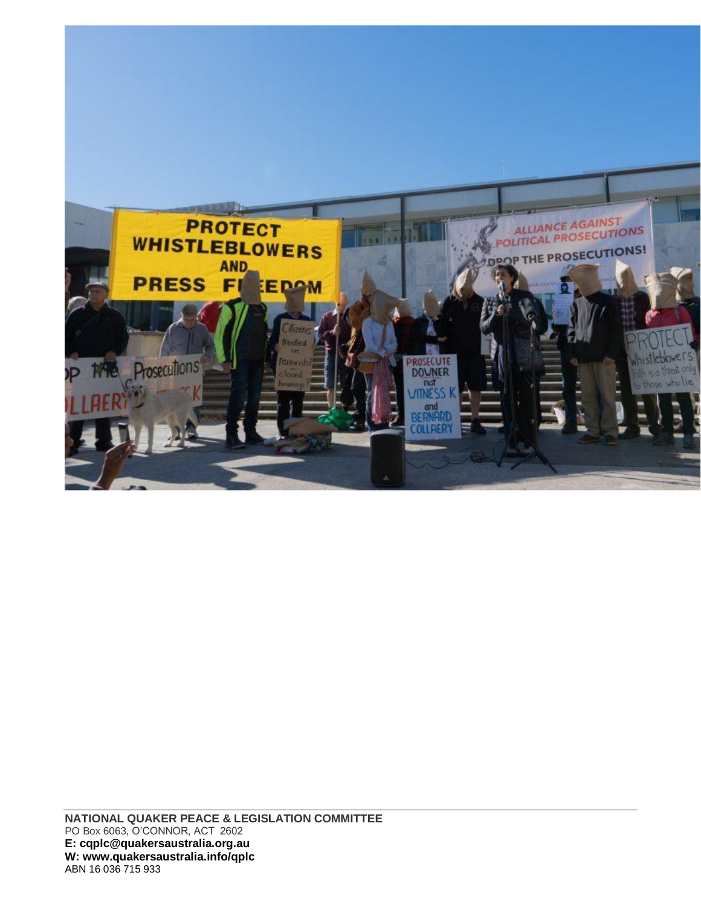**NATIONAL QUAKER PEACE & LEGISLATION COMMITTEE**
PO Box 6063, O'CONNOR, ACT 2602
**E: cqplc@quakersaustralia.org.au**
**W: www.quakersaustralia.info/qplc**
ABN 16 036 715 933